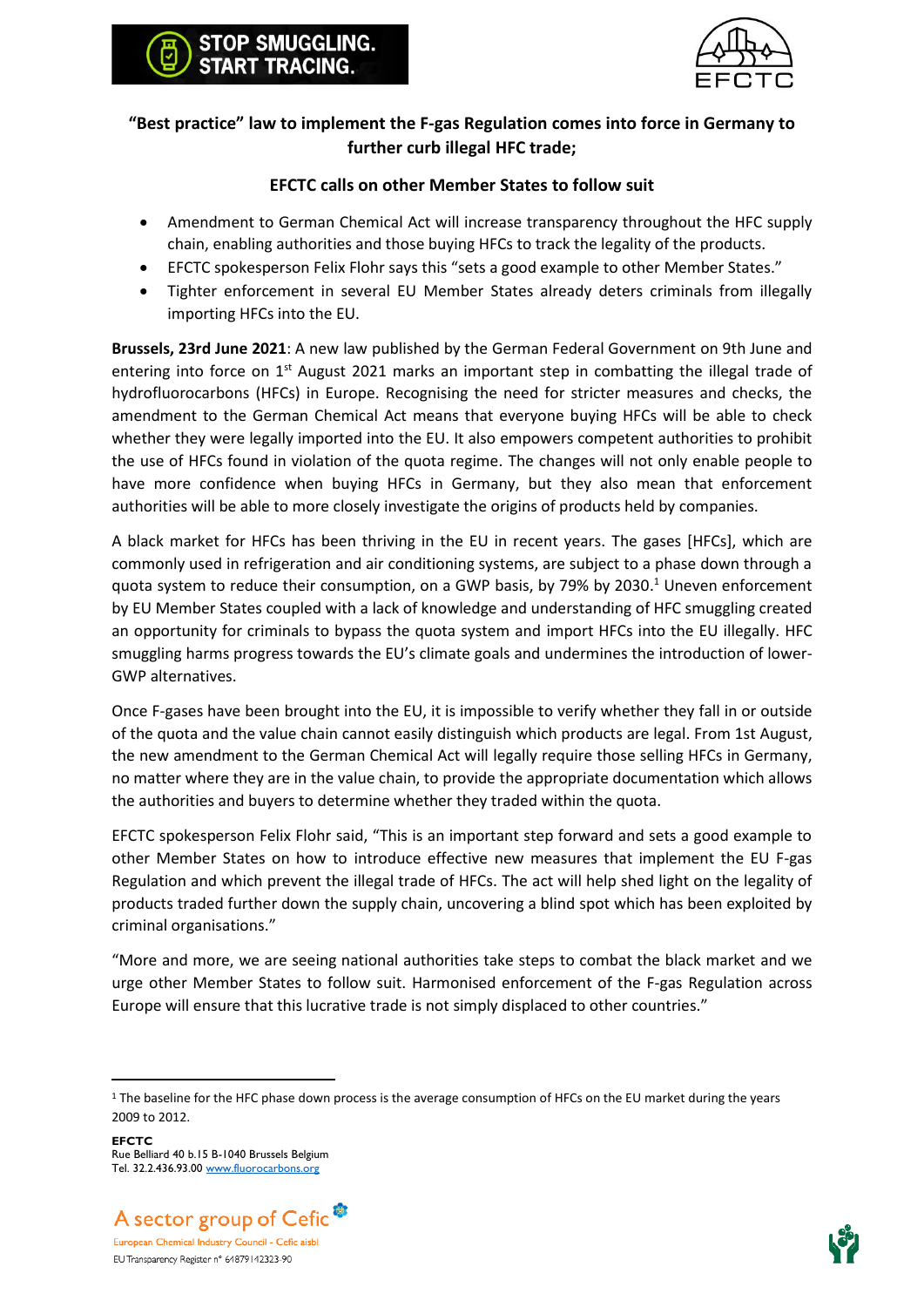**STOP SMUGGLING. START TRACING.**

## "Best practice" law to implement the F-gas Regulation comes into force in Germany to further curb illegal HFC trade;

### EFCTC calls on other Member States to follow suit

- Amendment to German Chemical Act will increase transparency throughout the HFC supply chain, enabling authorities and those buying HFCs to track the legality of the products.
- EFCTC spokesperson Felix Flohr says this "sets a good example to other Member States."
- Tighter enforcement in several EU Member States already deters criminals from illegally importing HFCs into the EU.

**Brussels, 23rd June 2021**: A new law published by the German Federal Government on 9th June and entering into force on 1st August 2021 marks an important step in combatting the illegal trade of hydrofluorocarbons (HFCs) in Europe. Recognising the need for stricter measures and checks, the amendment to the German Chemical Act means that everyone buying HFCs will be able to check whether they were legally imported into the EU. It also empowers competent authorities to prohibit the use of HFCs found in violation of the quota regime. The changes will not only enable people to have more confidence when buying HFCs in Germany, but they also mean that enforcement authorities will be able to more closely investigate the origins of products held by companies.

A black market for HFCs has been thriving in the EU in recent years. The gases [HFCs], which are commonly used in refrigeration and air conditioning systems, are subject to a phase down through a quota system to reduce their consumption, on a GWP basis, by 79% by 2030.[1] Uneven enforcement by EU Member States coupled with a lack of knowledge and understanding of HFC smuggling created an opportunity for criminals to bypass the quota system and import HFCs into the EU illegally. HFC smuggling harms progress towards the EU's climate goals and undermines the introduction of lower-GWP alternatives.

Once F-gases have been brought into the EU, it is impossible to verify whether they fall in or outside of the quota and the value chain cannot easily distinguish which products are legal. From 1st August, the new amendment to the German Chemical Act will legally require those selling HFCs in Germany, no matter where they are in the value chain, to provide the appropriate documentation which allows the authorities and buyers to determine whether they traded within the quota.

EFCTC spokesperson Felix Flohr said, "This is an important step forward and sets a good example to other Member States on how to introduce effective new measures that implement the EU F-gas Regulation and which prevent the illegal trade of HFCs. The act will help shed light on the legality of products traded further down the supply chain, uncovering a blind spot which has been exploited by criminal organisations."

"More and more, we are seeing national authorities take steps to combat the black market and we urge other Member States to follow suit. Harmonised enforcement of the F-gas Regulation across Europe will ensure that this lucrative trade is not simply displaced to other countries."

---

[1] The baseline for the HFC phase down process is the average consumption of HFCs on the EU market during the years 2009 to 2012.

**EFCTC**
Rue Belliard 40 b.15 B-1040 Brussels Belgium
Tel. 32.2.436.93.00 www.fluorocarbons.org

A sector group of Cefic
European Chemical Industry Council - Cefic aisbl
EU Transparency Register n° 64879142323-90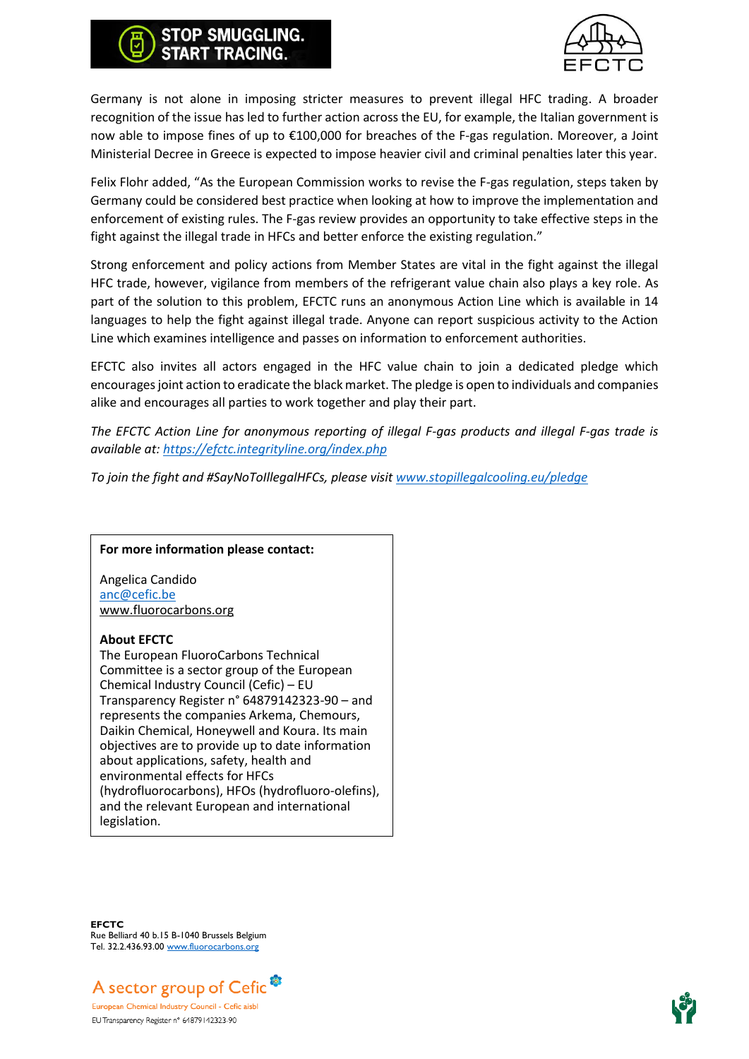Germany is not alone in imposing stricter measures to prevent illegal HFC trading. A broader recognition of the issue has led to further action across the EU, for example, the Italian government is now able to impose fines of up to €100,000 for breaches of the F-gas regulation. Moreover, a Joint Ministerial Decree in Greece is expected to impose heavier civil and criminal penalties later this year.

Felix Flohr added, "As the European Commission works to revise the F-gas regulation, steps taken by Germany could be considered best practice when looking at how to improve the implementation and enforcement of existing rules. The F-gas review provides an opportunity to take effective steps in the fight against the illegal trade in HFCs and better enforce the existing regulation."

Strong enforcement and policy actions from Member States are vital in the fight against the illegal HFC trade, however, vigilance from members of the refrigerant value chain also plays a key role. As part of the solution to this problem, EFCTC runs an anonymous Action Line which is available in 14 languages to help the fight against illegal trade. Anyone can report suspicious activity to the Action Line which examines intelligence and passes on information to enforcement authorities.

EFCTC also invites all actors engaged in the HFC value chain to join a dedicated pledge which encourages joint action to eradicate the black market. The pledge is open to individuals and companies alike and encourages all parties to work together and play their part.

*The EFCTC Action Line for anonymous reporting of illegal F-gas products and illegal F-gas trade is available at: https://efctc.integrityline.org/index.php*

*To join the fight and #SayNoToIllegalHFCs, please visit www.stopillegalcooling.eu/pledge*

**For more information please contact:**

Angelica Candido
anc@cefic.be
www.fluorocarbons.org

**About EFCTC**

The European FluoroCarbons Technical Committee is a sector group of the European Chemical Industry Council (Cefic) – EU Transparency Register n° 64879142323-90 – and represents the companies Arkema, Chemours, Daikin Chemical, Honeywell and Koura. Its main objectives are to provide up to date information about applications, safety, health and environmental effects for HFCs (hydrofluorocarbons), HFOs (hydrofluoro-olefins), and the relevant European and international legislation.

**EFCTC**
Rue Belliard 40 b.15 B-1040 Brussels Belgium
Tel. 32.2.436.93.00 www.fluorocarbons.org

A sector group of Cefic
European Chemical Industry Council - Cefic aisbl
EU Transparency Register n° 64879142323-90